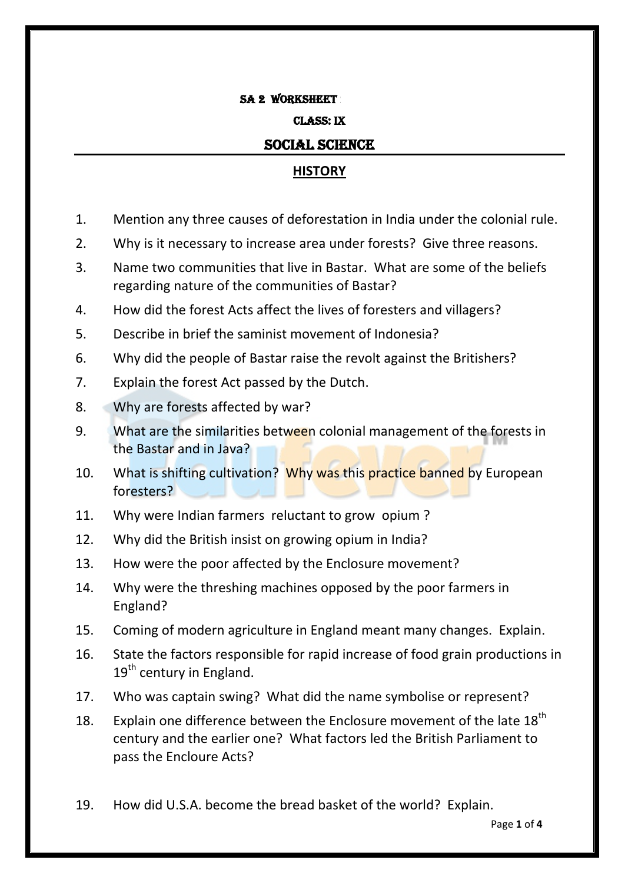**SA 2 WORKSHEET**

**CLASS: IX**

# SOCIAL SCIENCE

## HISTORY

1. Mention any three causes of deforestation in India under the colonial rule.
2. Why is it necessary to increase area under forests? Give three reasons.
3. Name two communities that live in Bastar. What are some of the beliefs regarding nature of the communities of Bastar?
4. How did the forest Acts affect the lives of foresters and villagers?
5. Describe in brief the saminist movement of Indonesia?
6. Why did the people of Bastar raise the revolt against the Britishers?
7. Explain the forest Act passed by the Dutch.
8. Why are forests affected by war?
9. What are the similarities between colonial management of the forests in the Bastar and in Java?
10. What is shifting cultivation? Why was this practice banned by European foresters?
11. Why were Indian farmers reluctant to grow opium ?
12. Why did the British insist on growing opium in India?
13. How were the poor affected by the Enclosure movement?
14. Why were the threshing machines opposed by the poor farmers in England?
15. Coming of modern agriculture in England meant many changes. Explain.
16. State the factors responsible for rapid increase of food grain productions in 19th century in England.
17. Who was captain swing? What did the name symbolise or represent?
18. Explain one difference between the Enclosure movement of the late 18th century and the earlier one? What factors led the British Parliament to pass the Encloure Acts?
19. How did U.S.A. become the bread basket of the world? Explain.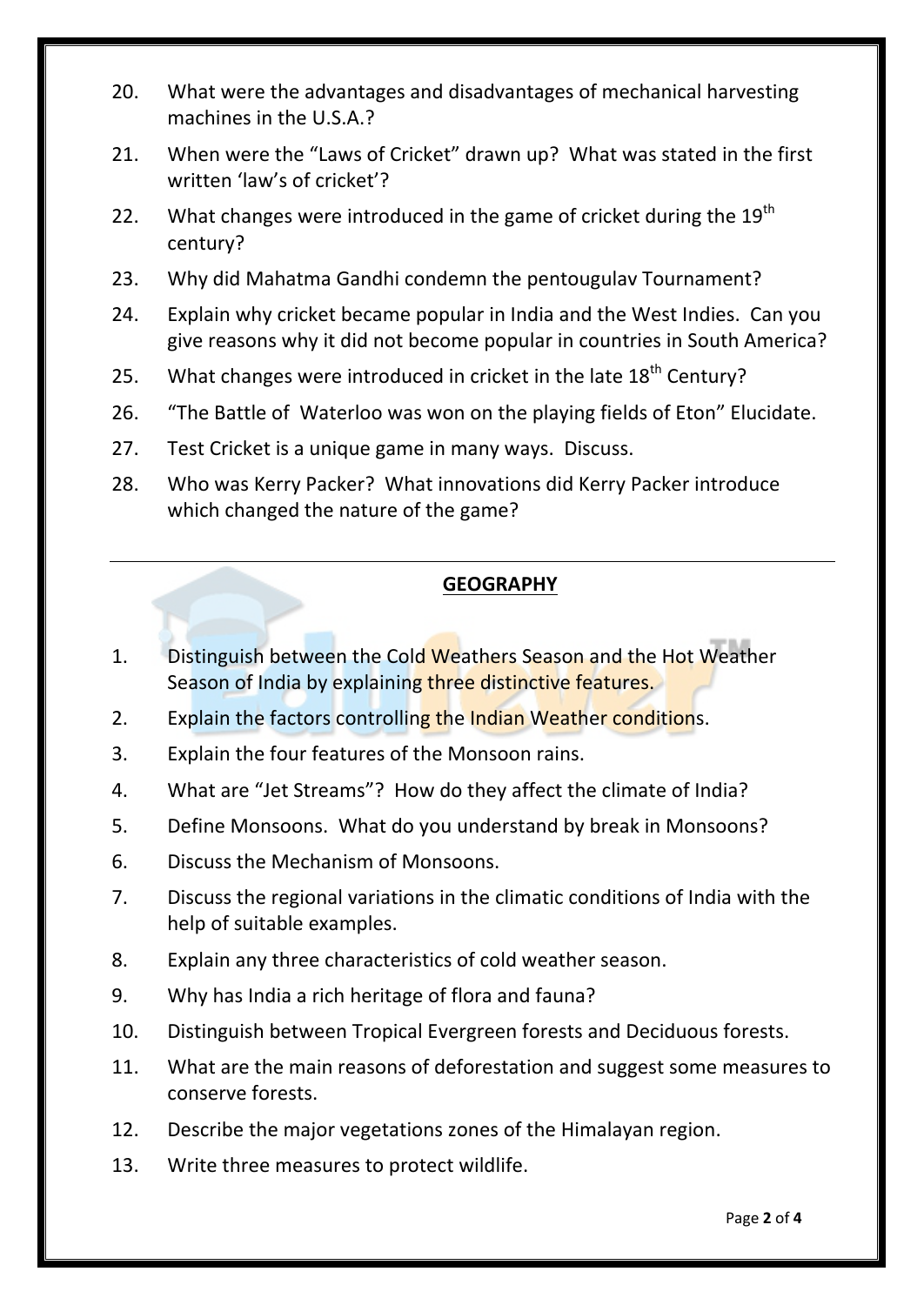20. What were the advantages and disadvantages of mechanical harvesting machines in the U.S.A.?
21. When were the "Laws of Cricket" drawn up? What was stated in the first written 'law's of cricket'?
22. What changes were introduced in the game of cricket during the 19th century?
23. Why did Mahatma Gandhi condemn the pentougulav Tournament?
24. Explain why cricket became popular in India and the West Indies. Can you give reasons why it did not become popular in countries in South America?
25. What changes were introduced in cricket in the late 18th Century?
26. "The Battle of Waterloo was won on the playing fields of Eton" Elucidate.
27. Test Cricket is a unique game in many ways. Discuss.
28. Who was Kerry Packer? What innovations did Kerry Packer introduce which changed the nature of the game?

---

## GEOGRAPHY

1. Distinguish between the Cold Weathers Season and the Hot Weather Season of India by explaining three distinctive features.
2. Explain the factors controlling the Indian Weather conditions.
3. Explain the four features of the Monsoon rains.
4. What are "Jet Streams"? How do they affect the climate of India?
5. Define Monsoons. What do you understand by break in Monsoons?
6. Discuss the Mechanism of Monsoons.
7. Discuss the regional variations in the climatic conditions of India with the help of suitable examples.
8. Explain any three characteristics of cold weather season.
9. Why has India a rich heritage of flora and fauna?
10. Distinguish between Tropical Evergreen forests and Deciduous forests.
11. What are the main reasons of deforestation and suggest some measures to conserve forests.
12. Describe the major vegetations zones of the Himalayan region.
13. Write three measures to protect wildlife.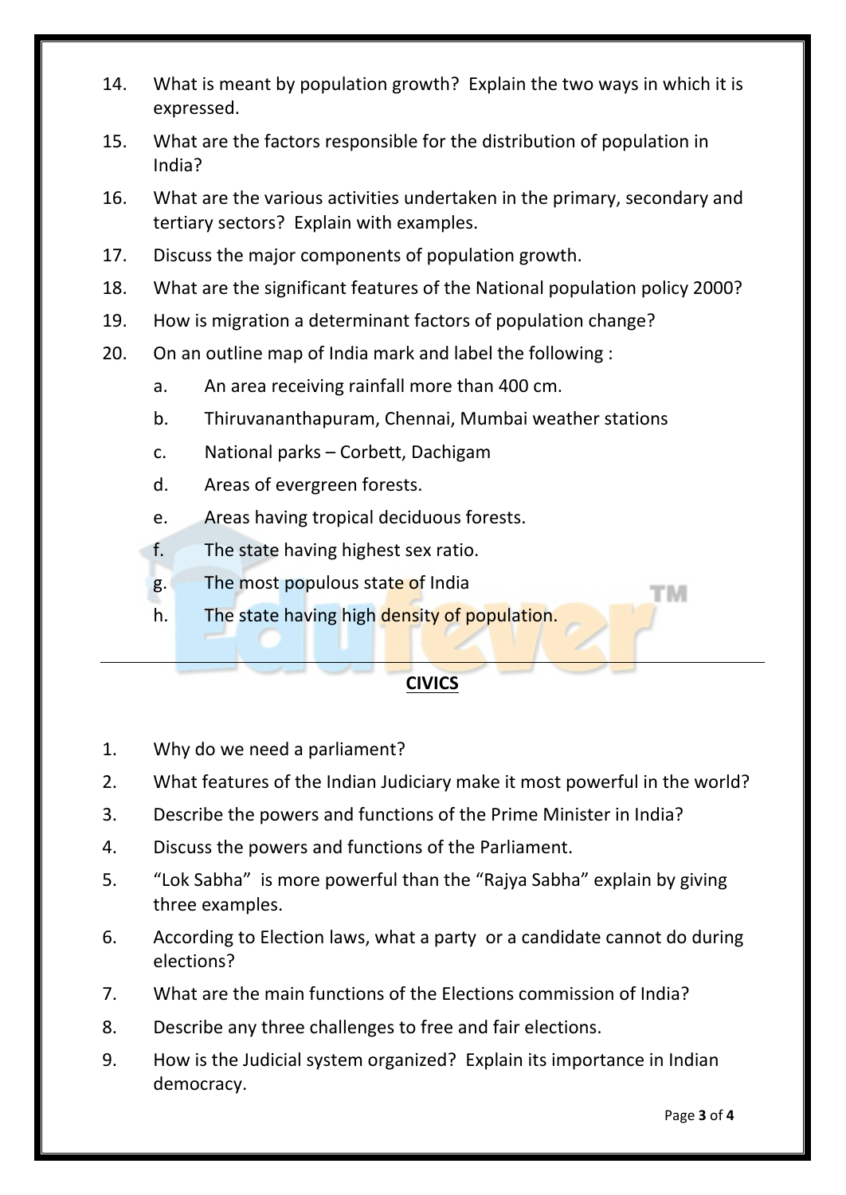14. What is meant by population growth? Explain the two ways in which it is expressed.
15. What are the factors responsible for the distribution of population in India?
16. What are the various activities undertaken in the primary, secondary and tertiary sectors? Explain with examples.
17. Discuss the major components of population growth.
18. What are the significant features of the National population policy 2000?
19. How is migration a determinant factors of population change?
20. On an outline map of India mark and label the following :
    a. An area receiving rainfall more than 400 cm.
    b. Thiruvananthapuram, Chennai, Mumbai weather stations
    c. National parks – Corbett, Dachigam
    d. Areas of evergreen forests.
    e. Areas having tropical deciduous forests.
    f. The state having highest sex ratio.
    g. The most populous state of India
    h. The state having high density of population.

---

## CIVICS

1. Why do we need a parliament?
2. What features of the Indian Judiciary make it most powerful in the world?
3. Describe the powers and functions of the Prime Minister in India?
4. Discuss the powers and functions of the Parliament.
5. "Lok Sabha" is more powerful than the "Rajya Sabha" explain by giving three examples.
6. According to Election laws, what a party or a candidate cannot do during elections?
7. What are the main functions of the Elections commission of India?
8. Describe any three challenges to free and fair elections.
9. How is the Judicial system organized? Explain its importance in Indian democracy.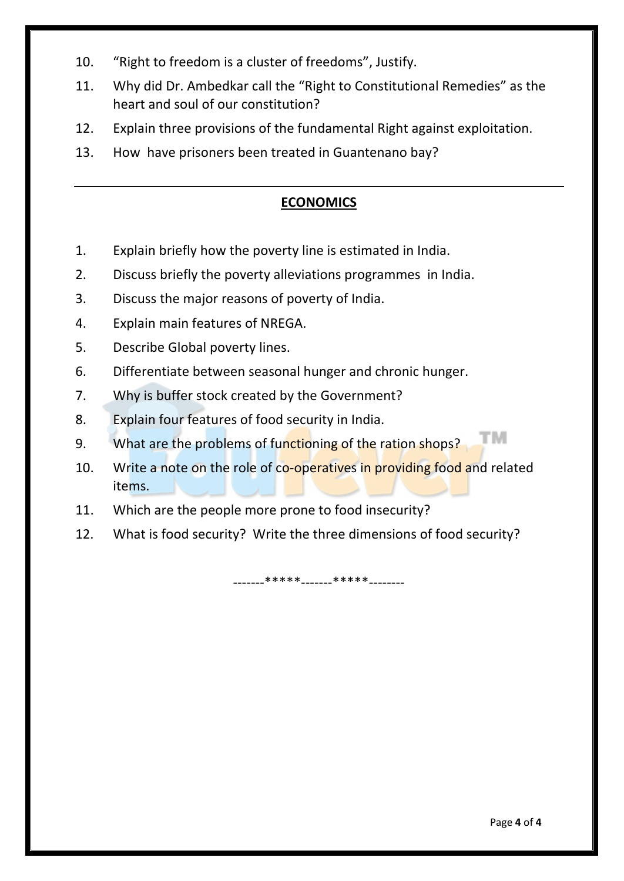10. "Right to freedom is a cluster of freedoms", Justify.
11. Why did Dr. Ambedkar call the "Right to Constitutional Remedies" as the heart and soul of our constitution?
12. Explain three provisions of the fundamental Right against exploitation.
13. How have prisoners been treated in Guantenano bay?

---

## ECONOMICS

1. Explain briefly how the poverty line is estimated in India.
2. Discuss briefly the poverty alleviations programmes in India.
3. Discuss the major reasons of poverty of India.
4. Explain main features of NREGA.
5. Describe Global poverty lines.
6. Differentiate between seasonal hunger and chronic hunger.
7. Why is buffer stock created by the Government?
8. Explain four features of food security in India.
9. What are the problems of functioning of the ration shops?
10. Write a note on the role of co-operatives in providing food and related items.
11. Which are the people more prone to food insecurity?
12. What is food security? Write the three dimensions of food security?

-------*****-------*****--------